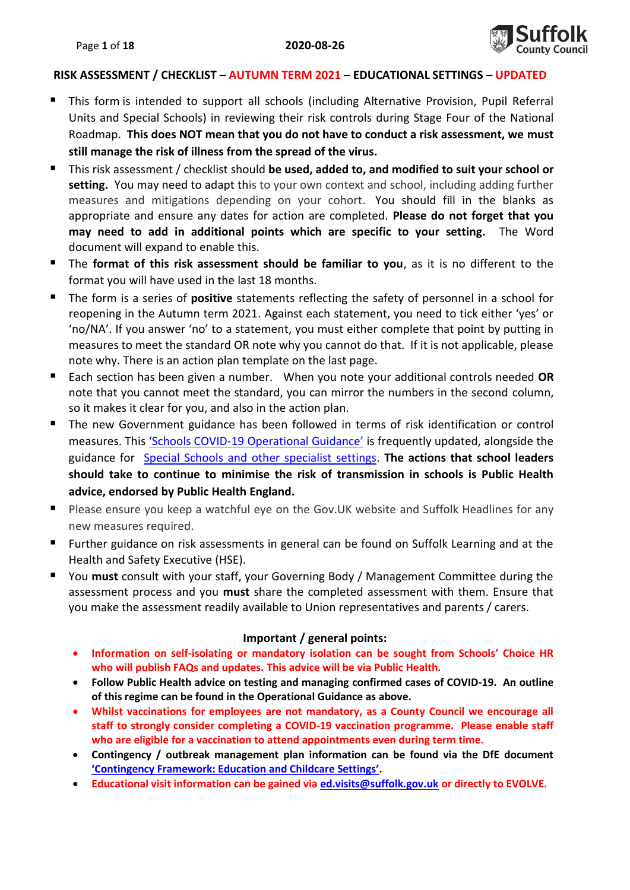2020-08-26

# RISK ASSESSMENT / CHECKLIST – AUTUMN TERM 2021 – EDUCATIONAL SETTINGS – UPDATED

- This form is intended to support all schools (including Alternative Provision, Pupil Referral Units and Special Schools) in reviewing their risk controls during Stage Four of the National Roadmap. **This does NOT mean that you do not have to conduct a risk assessment, we must still manage the risk of illness from the spread of the virus.**
- This risk assessment / checklist should **be used, added to, and modified to suit your school or setting.** You may need to adapt this to your own context and school, including adding further measures and mitigations depending on your cohort. You should fill in the blanks as appropriate and ensure any dates for action are completed. **Please do not forget that you may need to add in additional points which are specific to your setting.** The Word document will expand to enable this.
- The **format of this risk assessment should be familiar to you**, as it is no different to the format you will have used in the last 18 months.
- The form is a series of **positive** statements reflecting the safety of personnel in a school for reopening in the Autumn term 2021. Against each statement, you need to tick either 'yes' or 'no/NA'. If you answer 'no' to a statement, you must either complete that point by putting in measures to meet the standard OR note why you cannot do that. If it is not applicable, please note why. There is an action plan template on the last page.
- Each section has been given a number. When you note your additional controls needed **OR** note that you cannot meet the standard, you can mirror the numbers in the second column, so it makes it clear for you, and also in the action plan.
- The new Government guidance has been followed in terms of risk identification or control measures. This 'Schools COVID-19 Operational Guidance' is frequently updated, alongside the guidance for Special Schools and other specialist settings. **The actions that school leaders should take to continue to minimise the risk of transmission in schools is Public Health advice, endorsed by Public Health England.**
- Please ensure you keep a watchful eye on the Gov.UK website and Suffolk Headlines for any new measures required.
- Further guidance on risk assessments in general can be found on Suffolk Learning and at the Health and Safety Executive (HSE).
- You **must** consult with your staff, your Governing Body / Management Committee during the assessment process and you **must** share the completed assessment with them. Ensure that you make the assessment readily available to Union representatives and parents / carers.

## Important / general points:

- **Information on self-isolating or mandatory isolation can be sought from Schools' Choice HR who will publish FAQs and updates. This advice will be via Public Health.**
- **Follow Public Health advice on testing and managing confirmed cases of COVID-19. An outline of this regime can be found in the Operational Guidance as above.**
- **Whilst vaccinations for employees are not mandatory, as a County Council we encourage all staff to strongly consider completing a COVID-19 vaccination programme. Please enable staff who are eligible for a vaccination to attend appointments even during term time.**
- **Contingency / outbreak management plan information can be found via the DfE document 'Contingency Framework: Education and Childcare Settings'.**
- **Educational visit information can be gained via ed.visits@suffolk.gov.uk or directly to EVOLVE.**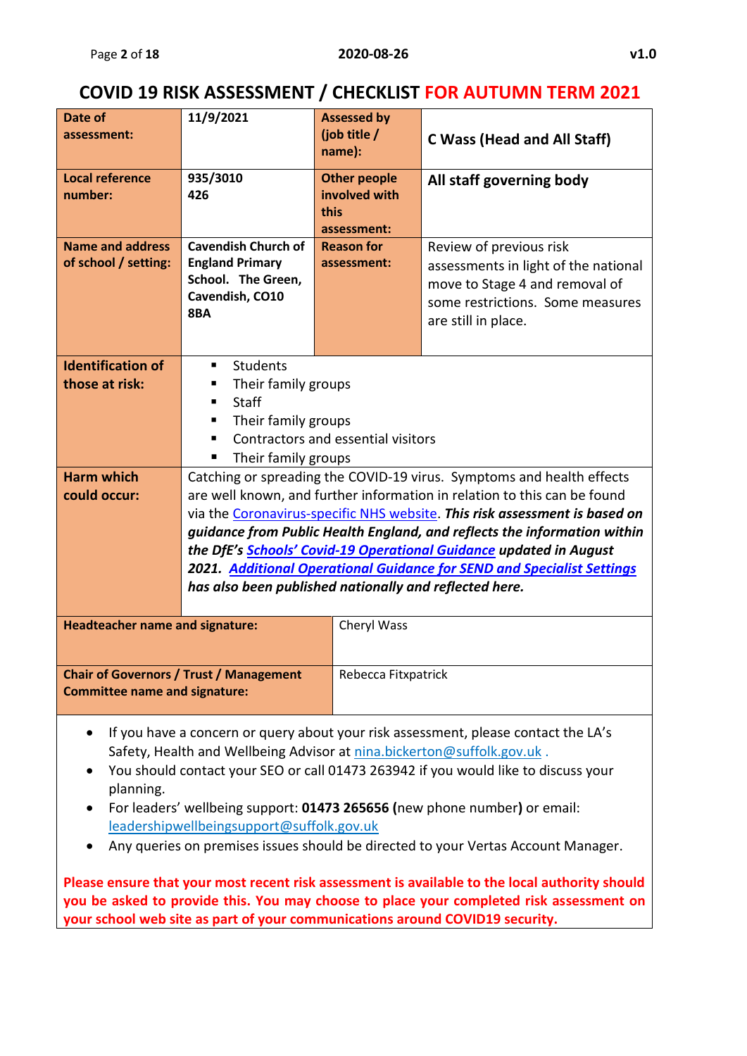# COVID 19 RISK ASSESSMENT / CHECKLIST FOR AUTUMN TERM 2021

| **Date of assessment:** | **11/9/2021** | **Assessed by (job title / name):** | **C Wass (Head and All Staff)** |
|---|---|---|---|
| **Local reference number:** | **935/3010 426** | **Other people involved with this assessment:** | **All staff governing body** |
| **Name and address of school / setting:** | **Cavendish Church of England Primary School. The Green, Cavendish, CO10 8BA** | **Reason for assessment:** | Review of previous risk assessments in light of the national move to Stage 4 and removal of some restrictions. Some measures are still in place. |
| **Identification of those at risk:** | ▪ Students<br>▪ Their family groups<br>▪ Staff<br>▪ Their family groups<br>▪ Contractors and essential visitors<br>▪ Their family groups | | |
| **Harm which could occur:** | Catching or spreading the COVID-19 virus. Symptoms and health effects are well known, and further information in relation to this can be found via the Coronavirus-specific NHS website. ***This risk assessment is based on guidance from Public Health England, and reflects the information within the DfE's Schools' Covid-19 Operational Guidance updated in August 2021. Additional Operational Guidance for SEND and Specialist Settings has also been published nationally and reflected here.*** | | |

| **Headteacher name and signature:** | Cheryl Wass |
|---|---|
| **Chair of Governors / Trust / Management Committee name and signature:** | Rebecca Fitxpatrick |

- If you have a concern or query about your risk assessment, please contact the LA's Safety, Health and Wellbeing Advisor at nina.bickerton@suffolk.gov.uk .
- You should contact your SEO or call 01473 263942 if you would like to discuss your planning.
- For leaders' wellbeing support: **01473 265656 (**new phone number**)** or email: leadershipwellbeingsupport@suffolk.gov.uk
- Any queries on premises issues should be directed to your Vertas Account Manager.

**Please ensure that your most recent risk assessment is available to the local authority should you be asked to provide this. You may choose to place your completed risk assessment on your school web site as part of your communications around COVID19 security.**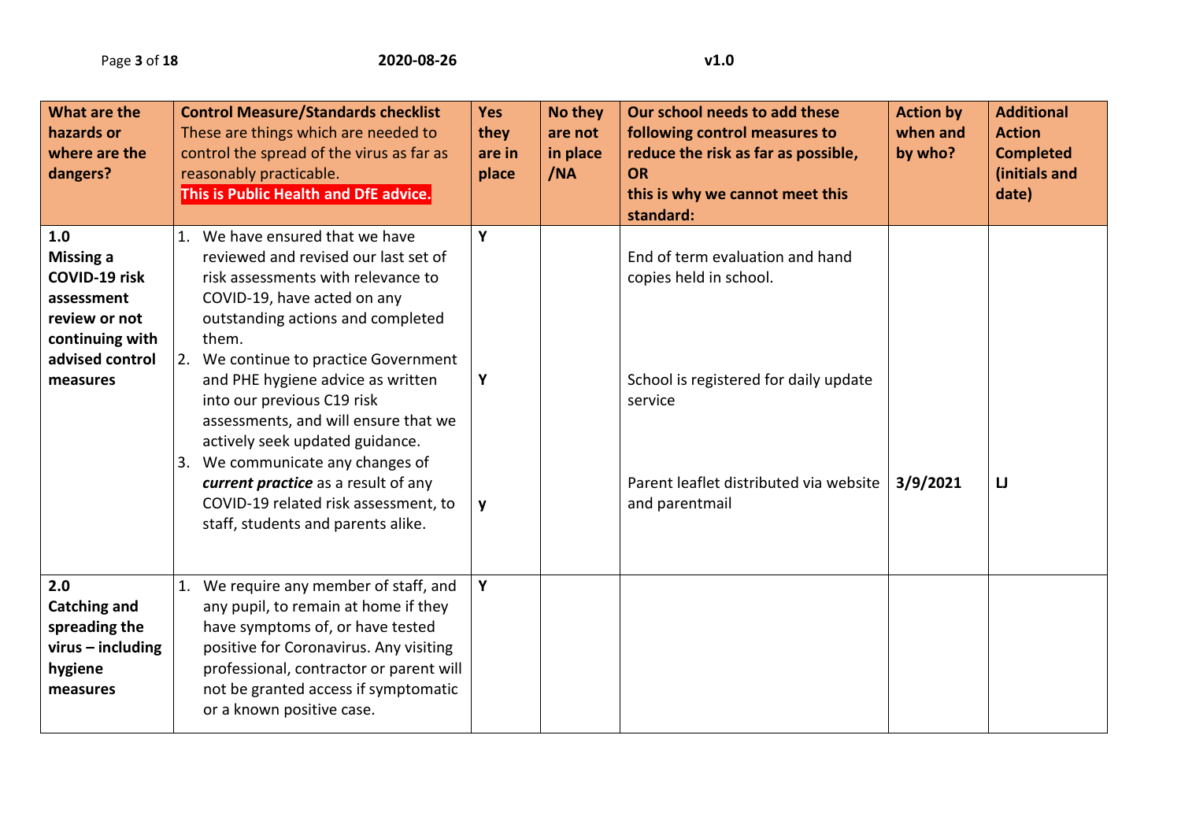| What are the hazards or where are the dangers? | **Control Measure/Standards checklist** These are things which are needed to control the spread of the virus as far as reasonably practicable. **This is Public Health and DfE advice.** | Yes they are in place | No they are not in place /NA | Our school needs to add these following control measures to reduce the risk as far as possible, OR this is why we cannot meet this standard: | Action by when and by who? | Additional Action Completed (initials and date) |
|---|---|---|---|---|---|---|
| **1.0 Missing a COVID-19 risk assessment review or not continuing with advised control measures** | 1. We have ensured that we have reviewed and revised our last set of risk assessments with relevance to COVID-19, have acted on any outstanding actions and completed them. | Y | | End of term evaluation and hand copies held in school. | | |
| | 2. We continue to practice Government and PHE hygiene advice as written into our previous C19 risk assessments, and will ensure that we actively seek updated guidance. | Y | | School is registered for daily update service | | |
| | 3. We communicate any changes of ***current practice*** as a result of any COVID-19 related risk assessment, to staff, students and parents alike. | y | | Parent leaflet distributed via website and parentmail | **3/9/2021** | **LJ** |
| **2.0 Catching and spreading the virus – including hygiene measures** | 1. We require any member of staff, and any pupil, to remain at home if they have symptoms of, or have tested positive for Coronavirus. Any visiting professional, contractor or parent will not be granted access if symptomatic or a known positive case. | Y | | | | |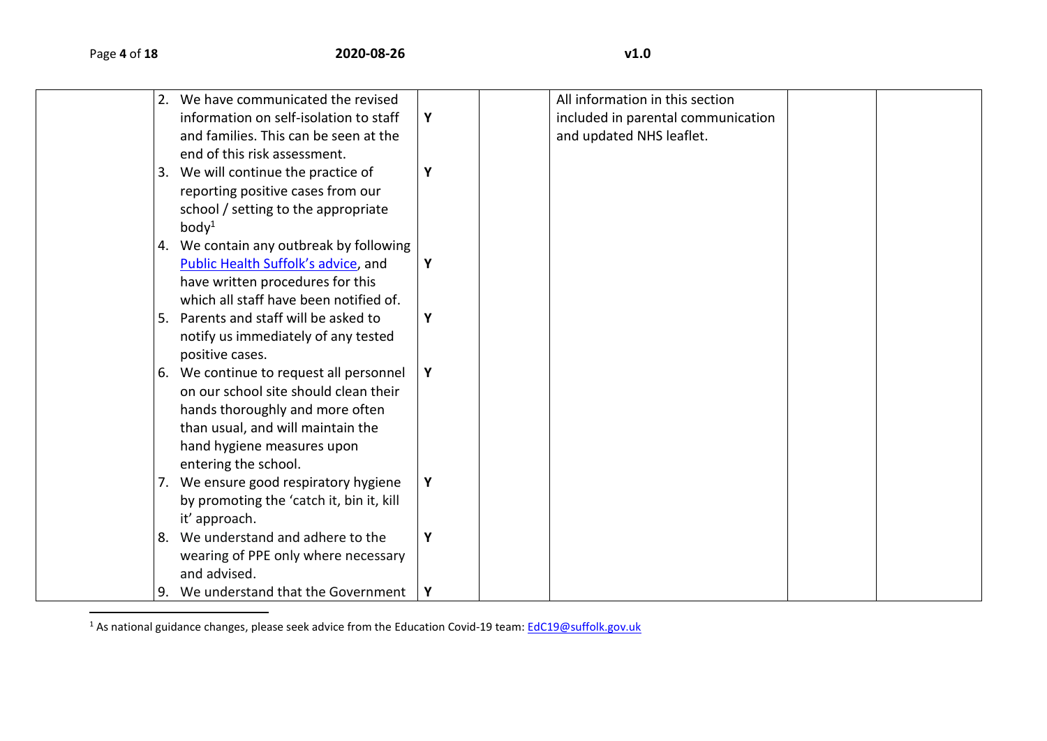| | | | | | | |
|---|---|---|---|---|---|---|
| | 2. We have communicated the revised information on self-isolation to staff and families. This can be seen at the end of this risk assessment. | Y | | All information in this section included in parental communication and updated NHS leaflet. | | |
| | 3. We will continue the practice of reporting positive cases from our school / setting to the appropriate body[1] | Y | | | | |
| | 4. We contain any outbreak by following [Public Health Suffolk's advice](), and have written procedures for this which all staff have been notified of. | Y | | | | |
| | 5. Parents and staff will be asked to notify us immediately of any tested positive cases. | Y | | | | |
| | 6. We continue to request all personnel on our school site should clean their hands thoroughly and more often than usual, and will maintain the hand hygiene measures upon entering the school. | Y | | | | |
| | 7. We ensure good respiratory hygiene by promoting the 'catch it, bin it, kill it' approach. | Y | | | | |
| | 8. We understand and adhere to the wearing of PPE only where necessary and advised. | Y | | | | |
| | 9. We understand that the Government | Y | | | | |

[1] As national guidance changes, please seek advice from the Education Covid-19 team: EdC19@suffolk.gov.uk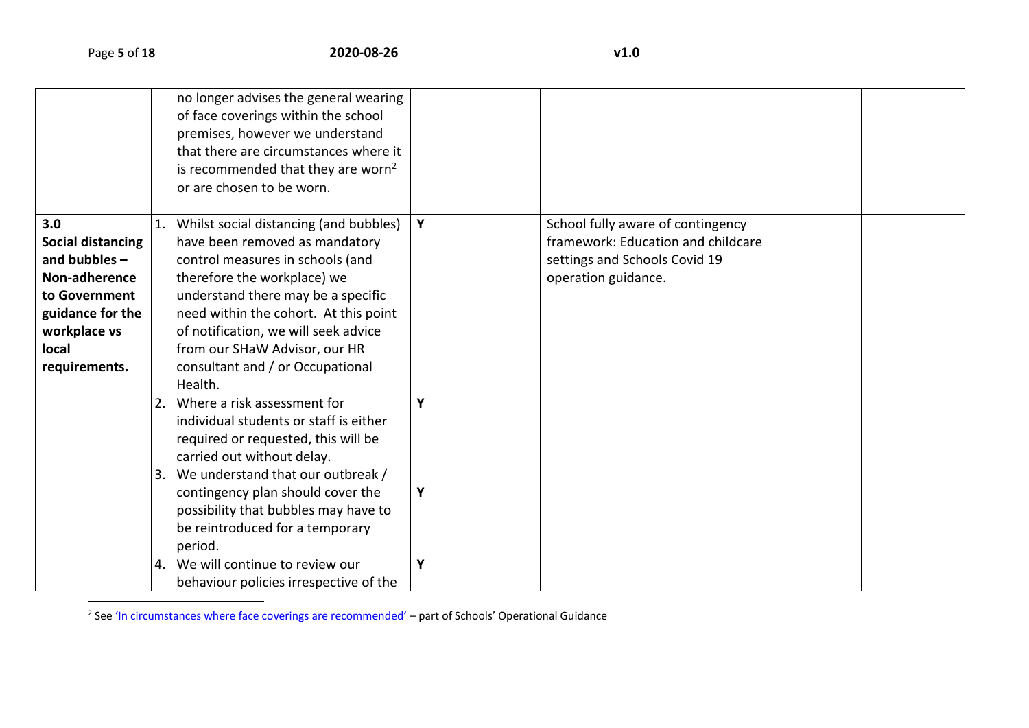| | | | | | | |
|---|---|---|---|---|---|---|
| | no longer advises the general wearing of face coverings within the school premises, however we understand that there are circumstances where it is recommended that they are worn[2] or are chosen to be worn. | | | | | |
| **3.0 Social distancing and bubbles – Non-adherence to Government guidance for the workplace vs local requirements.** | 1. Whilst social distancing (and bubbles) have been removed as mandatory control measures in schools (and therefore the workplace) we understand there may be a specific need within the cohort. At this point of notification, we will seek advice from our SHaW Advisor, our HR consultant and / or Occupational Health.<br>2. Where a risk assessment for individual students or staff is either required or requested, this will be carried out without delay.<br>3. We understand that our outbreak / contingency plan should cover the possibility that bubbles may have to be reintroduced for a temporary period.<br>4. We will continue to review our behaviour policies irrespective of the | **Y**<br><br><br><br><br><br><br><br>**Y**<br><br><br><br>**Y**<br><br><br><br>**Y** | | School fully aware of contingency framework: Education and childcare settings and Schools Covid 19 operation guidance. | | |

[2] See 'In circumstances where face coverings are recommended' – part of Schools' Operational Guidance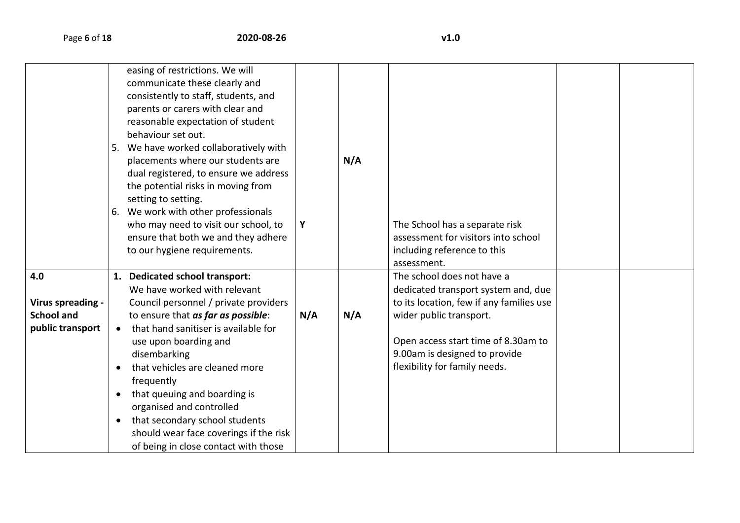| | | | | | | |
|---|---|---|---|---|---|---|
| | easing of restrictions. We will communicate these clearly and consistently to staff, students, and parents or carers with clear and reasonable expectation of student behaviour set out.<br>5. We have worked collaboratively with placements where our students are dual registered, to ensure we address the potential risks in moving from setting to setting.<br>6. We work with other professionals who may need to visit our school, to ensure that both we and they adhere to our hygiene requirements. | <br><br><br><br><br><br><br>Y | <br><br><br><br>N/A | <br><br><br><br><br><br><br>The School has a separate risk assessment for visitors into school including reference to this assessment. | | |
| **4.0**<br><br>**Virus spreading - School and public transport** | 1. **Dedicated school transport:** We have worked with relevant Council personnel / private providers to ensure that ***as far as possible***:<br>• that hand sanitiser is available for use upon boarding and disembarking<br>• that vehicles are cleaned more frequently<br>• that queuing and boarding is organised and controlled<br>• that secondary school students should wear face coverings if the risk of being in close contact with those | N/A | N/A | The school does not have a dedicated transport system and, due to its location, few if any families use wider public transport.<br><br>Open access start time of 8.30am to 9.00am is designed to provide flexibility for family needs. | | |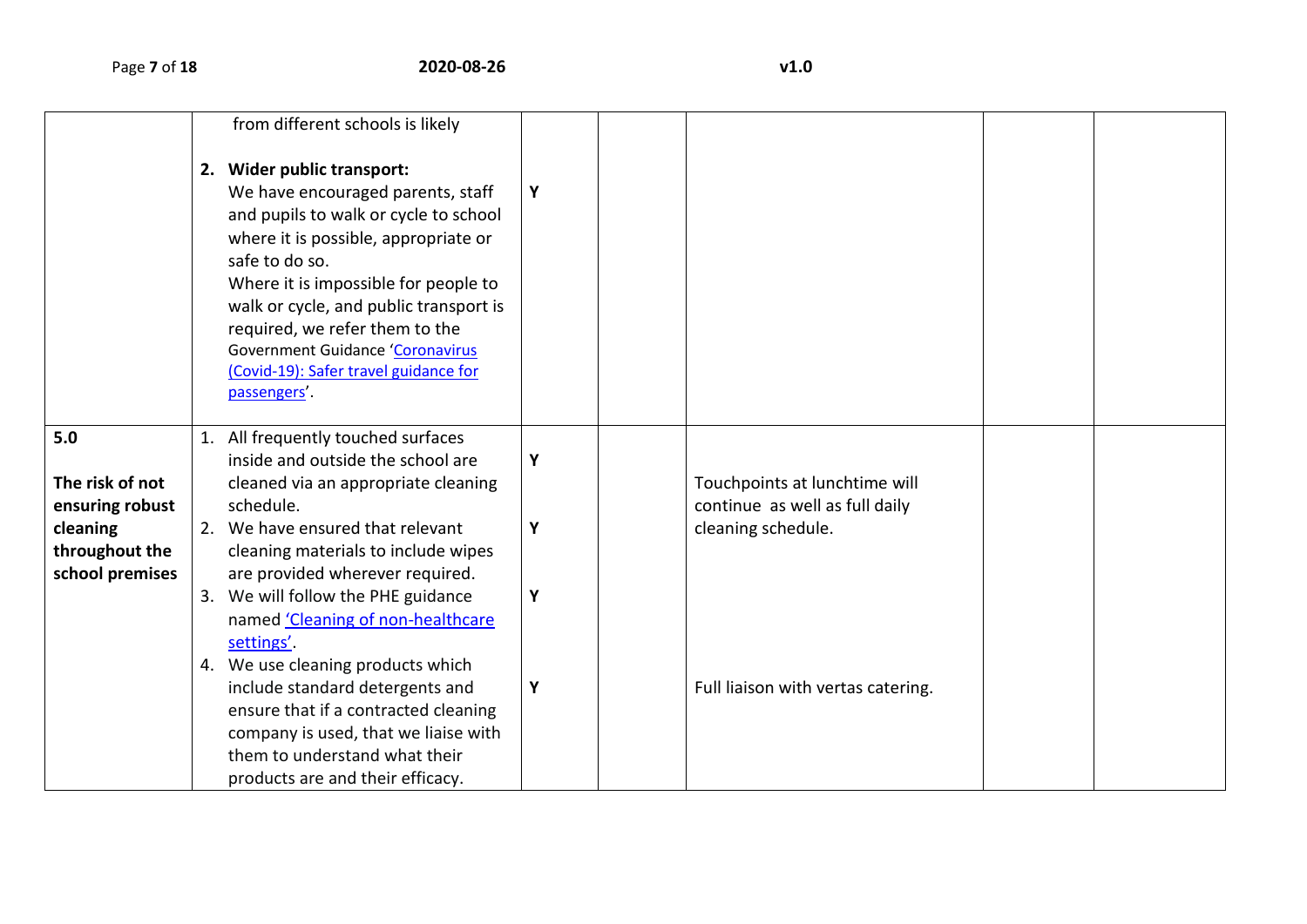| | | | | | | |
|---|---|---|---|---|---|---|
| | from different schools is likely<br><br>2. **Wider public transport:**<br>We have encouraged parents, staff and pupils to walk or cycle to school where it is possible, appropriate or safe to do so.<br>Where it is impossible for people to walk or cycle, and public transport is required, we refer them to the Government Guidance '[Coronavirus (Covid-19): Safer travel guidance for passengers]'. | <br><br>Y | | | | |
| **5.0**<br><br>**The risk of not ensuring robust cleaning throughout the school premises** | 1. All frequently touched surfaces inside and outside the school are cleaned via an appropriate cleaning schedule.<br>2. We have ensured that relevant cleaning materials to include wipes are provided wherever required.<br>3. We will follow the PHE guidance named ['Cleaning of non-healthcare settings'].<br>4. We use cleaning products which include standard detergents and ensure that if a contracted cleaning company is used, that we liaise with them to understand what their products are and their efficacy. | Y<br><br>Y<br><br>Y<br><br>Y | | Touchpoints at lunchtime will continue as well as full daily cleaning schedule.<br><br><br><br>Full liaison with vertas catering. | | |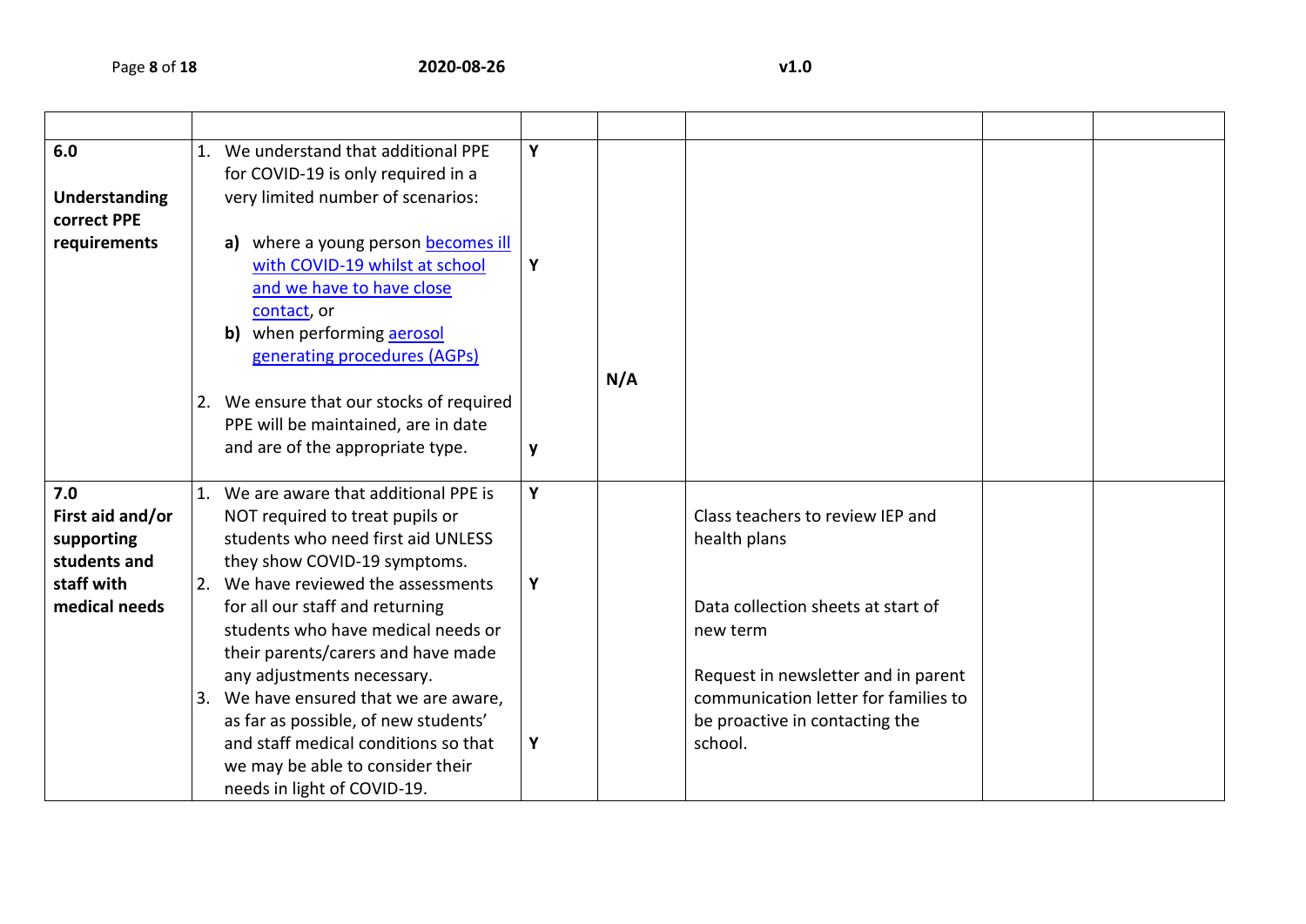| | | | | | | |
|---|---|---|---|---|---|---|
| **6.0**<br><br>**Understanding correct PPE requirements** | 1. We understand that additional PPE for COVID-19 is only required in a very limited number of scenarios:<br><br>**a)** where a young person becomes ill with COVID-19 whilst at school and we have to have close contact, or<br>**b)** when performing aerosol generating procedures (AGPs)<br><br>2. We ensure that our stocks of required PPE will be maintained, are in date and are of the appropriate type. | **Y**<br><br>**Y**<br><br>**y** | **N/A** | | | |
| **7.0**<br>**First aid and/or supporting students and staff with medical needs** | 1. We are aware that additional PPE is NOT required to treat pupils or students who need first aid UNLESS they show COVID-19 symptoms.<br>2. We have reviewed the assessments for all our staff and returning students who have medical needs or their parents/carers and have made any adjustments necessary.<br>3. We have ensured that we are aware, as far as possible, of new students' and staff medical conditions so that we may be able to consider their needs in light of COVID-19. | **Y**<br><br>**Y**<br><br>**Y** | | Class teachers to review IEP and health plans<br><br>Data collection sheets at start of new term<br><br>Request in newsletter and in parent communication letter for families to be proactive in contacting the school. | | |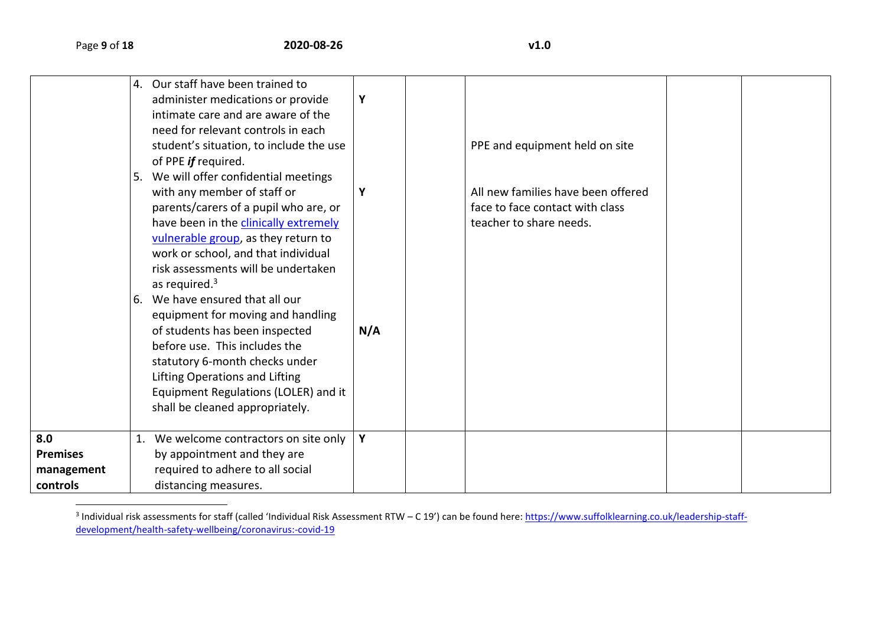| | | | | | | |
|---|---|---|---|---|---|---|
| | 4. Our staff have been trained to administer medications or provide intimate care and are aware of the need for relevant controls in each student's situation, to include the use of PPE ***if*** required.<br>5. We will offer confidential meetings with any member of staff or parents/carers of a pupil who are, or have been in the clinically extremely vulnerable group, as they return to work or school, and that individual risk assessments will be undertaken as required.[3]<br>6. We have ensured that all our equipment for moving and handling of students has been inspected before use. This includes the statutory 6-month checks under Lifting Operations and Lifting Equipment Regulations (LOLER) and it shall be cleaned appropriately. | **Y**<br><br>**Y**<br><br>**N/A** | | PPE and equipment held on site<br><br>All new families have been offered face to face contact with class teacher to share needs. | | |
| **8.0 Premises management controls** | 1. We welcome contractors on site only by appointment and they are required to adhere to all social distancing measures. | **Y** | | | | |

[3] Individual risk assessments for staff (called 'Individual Risk Assessment RTW – C 19') can be found here: https://www.suffolklearning.co.uk/leadership-staff-development/health-safety-wellbeing/coronavirus:-covid-19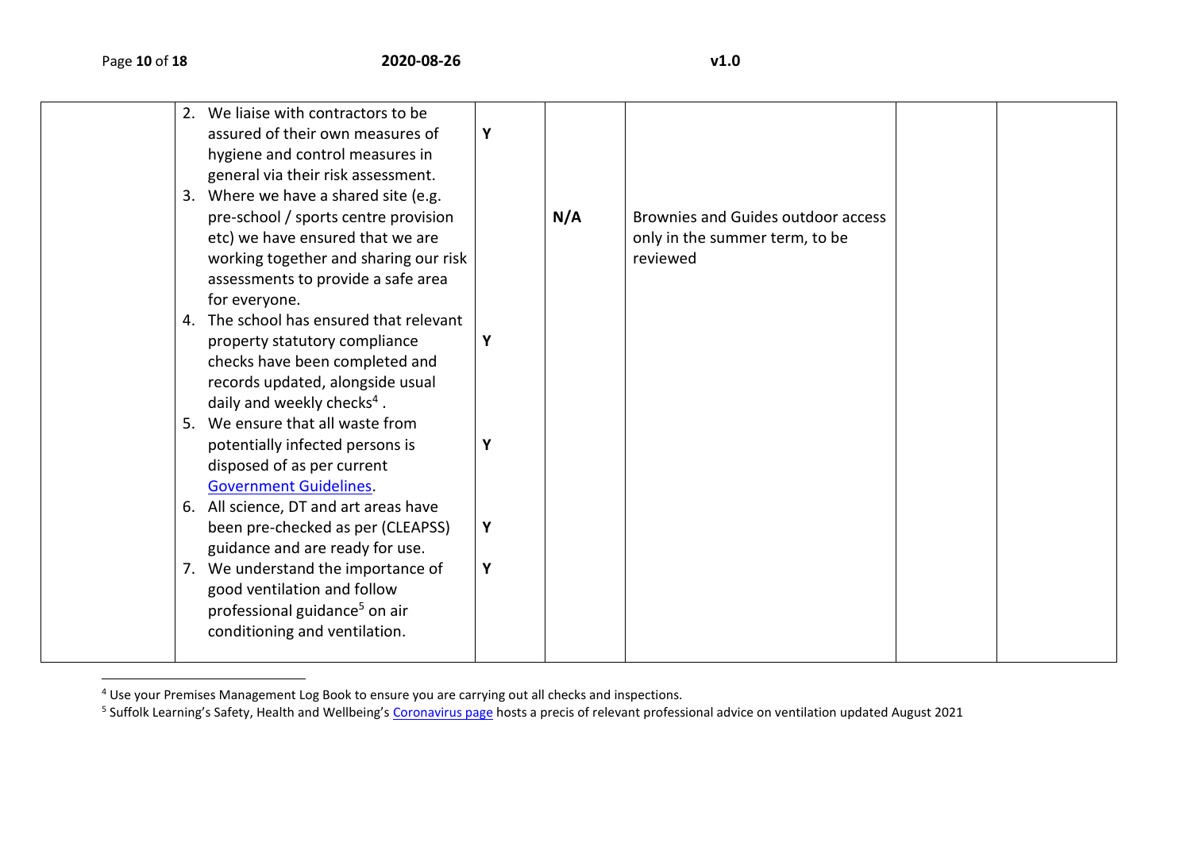| | | | | | | |
|---|---|---|---|---|---|---|
| | 2. We liaise with contractors to be assured of their own measures of hygiene and control measures in general via their risk assessment. | Y | | | | |
| | 3. Where we have a shared site (e.g. pre-school / sports centre provision etc) we have ensured that we are working together and sharing our risk assessments to provide a safe area for everyone. | | N/A | Brownies and Guides outdoor access only in the summer term, to be reviewed | | |
| | 4. The school has ensured that relevant property statutory compliance checks have been completed and records updated, alongside usual daily and weekly checks[4] . | Y | | | | |
| | 5. We ensure that all waste from potentially infected persons is disposed of as per current Government Guidelines. | Y | | | | |
| | 6. All science, DT and art areas have been pre-checked as per (CLEAPSS) guidance and are ready for use. | Y | | | | |
| | 7. We understand the importance of good ventilation and follow professional guidance[5] on air conditioning and ventilation. | Y | | | | |

[4] Use your Premises Management Log Book to ensure you are carrying out all checks and inspections.

[5] Suffolk Learning's Safety, Health and Wellbeing's Coronavirus page hosts a precis of relevant professional advice on ventilation updated August 2021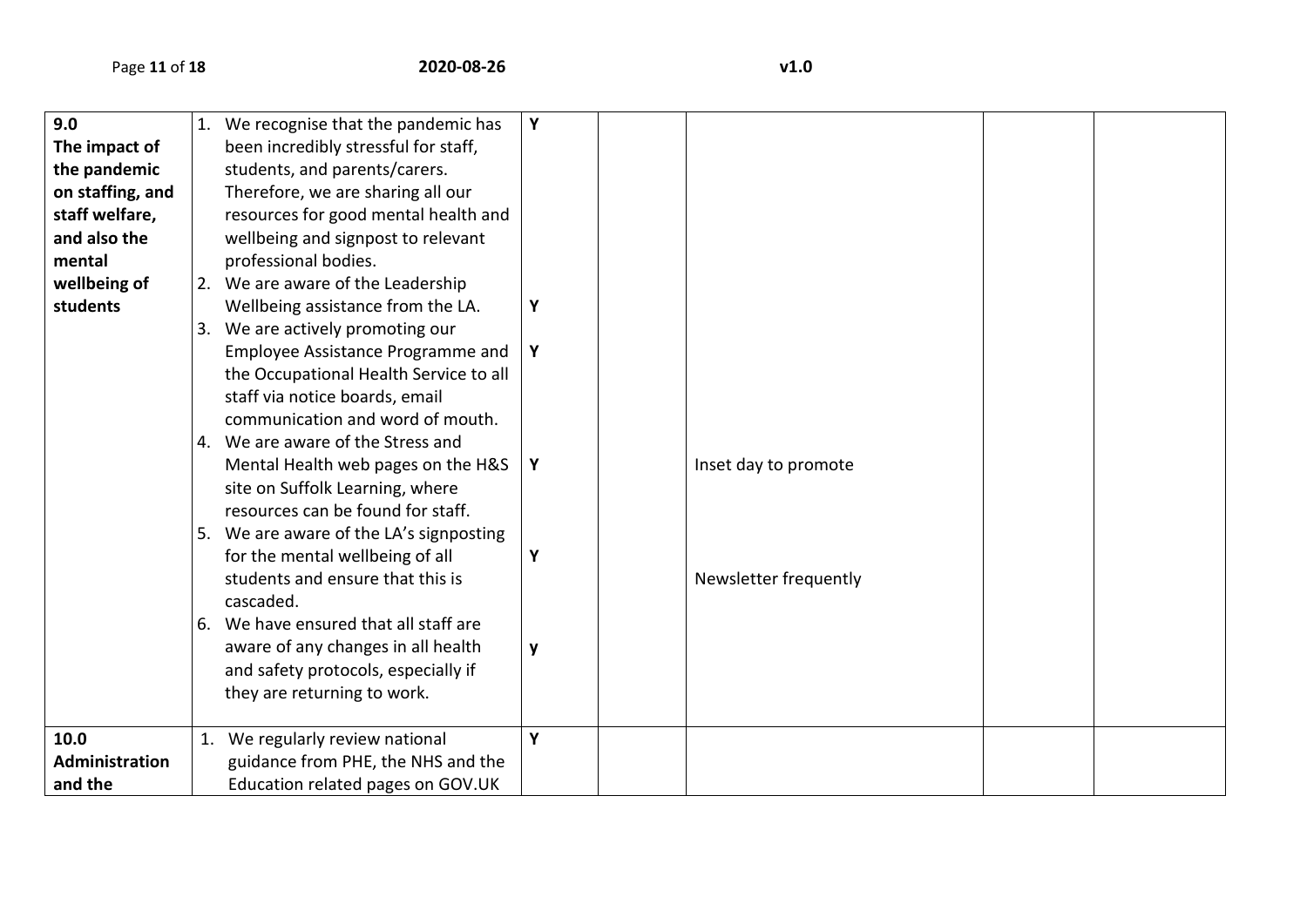| | | | | | | |
|---|---|---|---|---|---|---|
| **9.0 The impact of the pandemic on staffing, and staff welfare, and also the mental wellbeing of students** | 1. We recognise that the pandemic has been incredibly stressful for staff, students, and parents/carers. Therefore, we are sharing all our resources for good mental health and wellbeing and signpost to relevant professional bodies.<br>2. We are aware of the Leadership Wellbeing assistance from the LA.<br>3. We are actively promoting our Employee Assistance Programme and the Occupational Health Service to all staff via notice boards, email communication and word of mouth.<br>4. We are aware of the Stress and Mental Health web pages on the H&S site on Suffolk Learning, where resources can be found for staff.<br>5. We are aware of the LA's signposting for the mental wellbeing of all students and ensure that this is cascaded.<br>6. We have ensured that all staff are aware of any changes in all health and safety protocols, especially if they are returning to work. | **Y**<br><br>**Y**<br><br>**Y**<br><br>**Y**<br><br>**Y**<br><br>**y** | | Inset day to promote<br><br>Newsletter frequently | | |
| **10.0 Administration and the** | 1. We regularly review national guidance from PHE, the NHS and the Education related pages on GOV.UK | **Y** | | | | |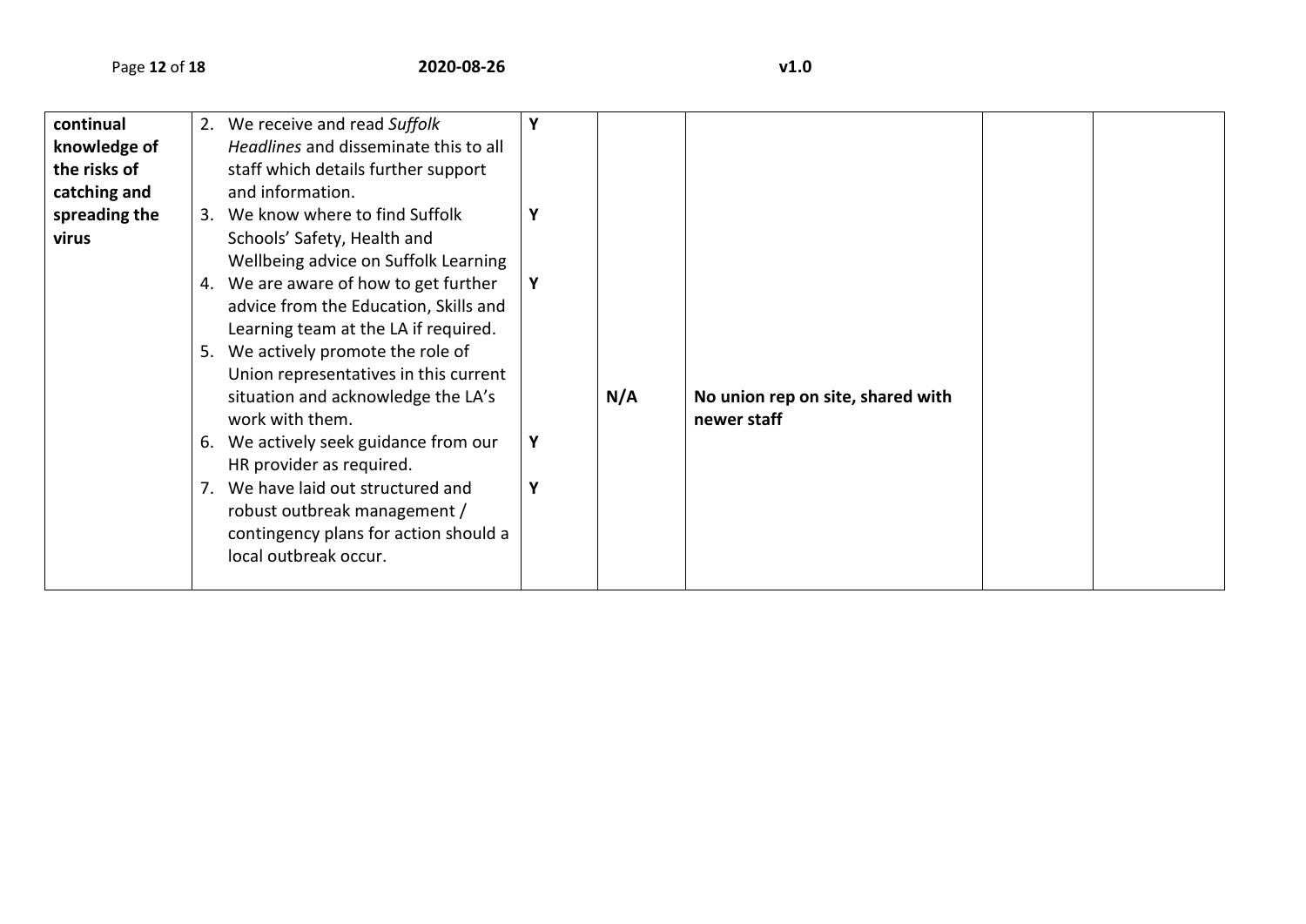| | | | | | | |
|---|---|---|---|---|---|---|
| **continual knowledge of the risks of catching and spreading the virus** | 2. We receive and read *Suffolk Headlines* and disseminate this to all staff which details further support and information. | Y | | | | |
| | 3. We know where to find Suffolk Schools' Safety, Health and Wellbeing advice on Suffolk Learning | Y | | | | |
| | 4. We are aware of how to get further advice from the Education, Skills and Learning team at the LA if required. | Y | | | | |
| | 5. We actively promote the role of Union representatives in this current situation and acknowledge the LA's work with them. | | N/A | **No union rep on site, shared with newer staff** | | |
| | 6. We actively seek guidance from our HR provider as required. | Y | | | | |
| | 7. We have laid out structured and robust outbreak management / contingency plans for action should a local outbreak occur. | Y | | | | |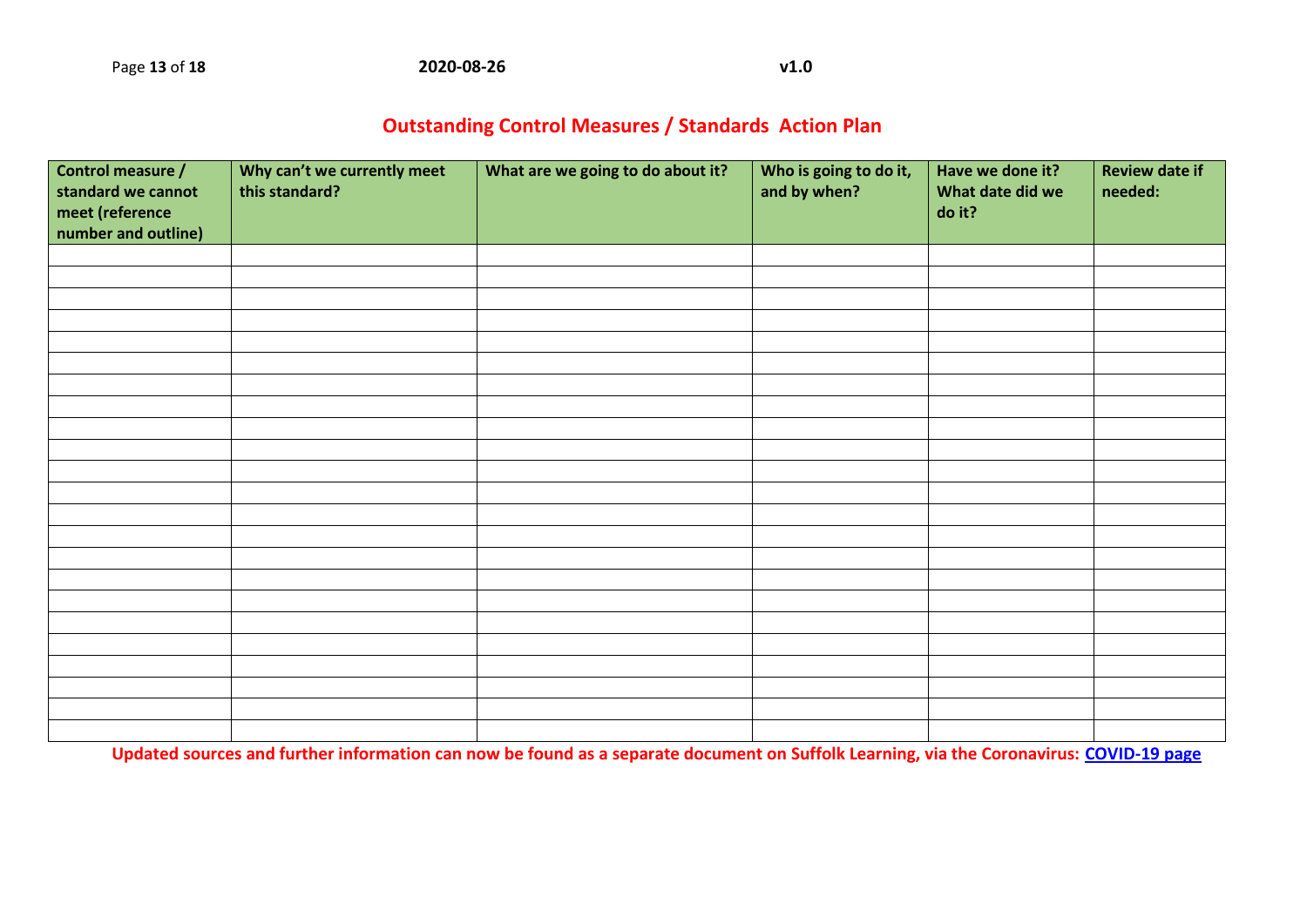## Outstanding Control Measures / Standards Action Plan

| Control measure / standard we cannot meet (reference number and outline) | Why can't we currently meet this standard? | What are we going to do about it? | Who is going to do it, and by when? | Have we done it? What date did we do it? | Review date if needed: |
|---|---|---|---|---|---|
| | | | | | |
| | | | | | |
| | | | | | |
| | | | | | |
| | | | | | |
| | | | | | |
| | | | | | |
| | | | | | |
| | | | | | |
| | | | | | |
| | | | | | |
| | | | | | |
| | | | | | |
| | | | | | |
| | | | | | |
| | | | | | |
| | | | | | |
| | | | | | |
| | | | | | |
| | | | | | |
| | | | | | |
| | | | | | |
| | | | | | |

**Updated sources and further information can now be found as a separate document on Suffolk Learning, via the Coronavirus: COVID-19 page**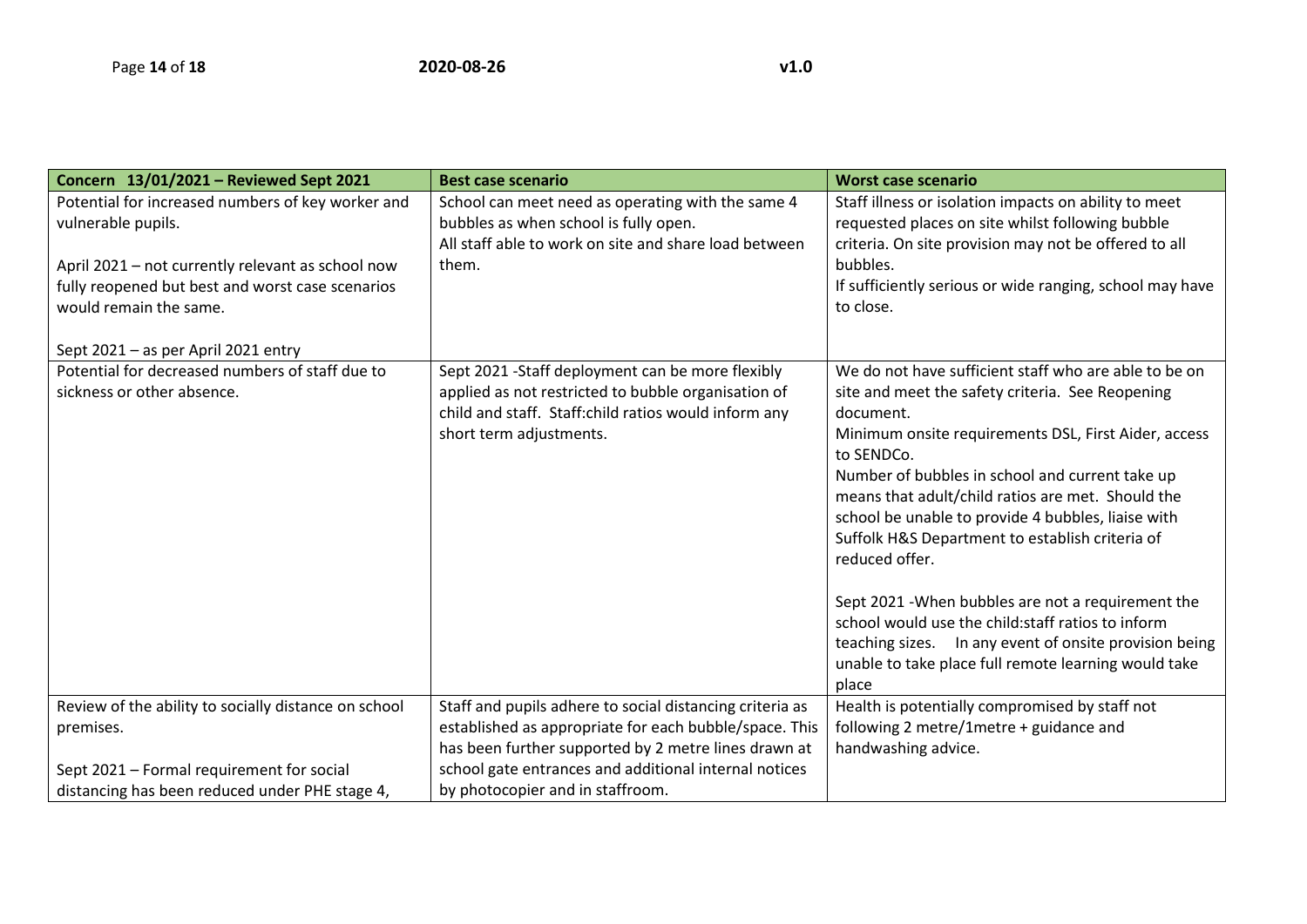| Concern 13/01/2021 – Reviewed Sept 2021 | Best case scenario | Worst case scenario |
|---|---|---|
| Potential for increased numbers of key worker and vulnerable pupils.<br><br>April 2021 – not currently relevant as school now fully reopened but best and worst case scenarios would remain the same.<br><br>Sept 2021 – as per April 2021 entry | School can meet need as operating with the same 4 bubbles as when school is fully open.<br>All staff able to work on site and share load between them. | Staff illness or isolation impacts on ability to meet requested places on site whilst following bubble criteria. On site provision may not be offered to all bubbles.<br>If sufficiently serious or wide ranging, school may have to close. |
| Potential for decreased numbers of staff due to sickness or other absence. | Sept 2021 -Staff deployment can be more flexibly applied as not restricted to bubble organisation of child and staff. Staff:child ratios would inform any short term adjustments. | We do not have sufficient staff who are able to be on site and meet the safety criteria. See Reopening document.<br>Minimum onsite requirements DSL, First Aider, access to SENDCo.<br>Number of bubbles in school and current take up means that adult/child ratios are met. Should the school be unable to provide 4 bubbles, liaise with Suffolk H&S Department to establish criteria of reduced offer.<br><br>Sept 2021 -When bubbles are not a requirement the school would use the child:staff ratios to inform teaching sizes. In any event of onsite provision being unable to take place full remote learning would take place |
| Review of the ability to socially distance on school premises.<br><br>Sept 2021 – Formal requirement for social distancing has been reduced under PHE stage 4, | Staff and pupils adhere to social distancing criteria as established as appropriate for each bubble/space. This has been further supported by 2 metre lines drawn at school gate entrances and additional internal notices by photocopier and in staffroom. | Health is potentially compromised by staff not following 2 metre/1metre + guidance and handwashing advice. |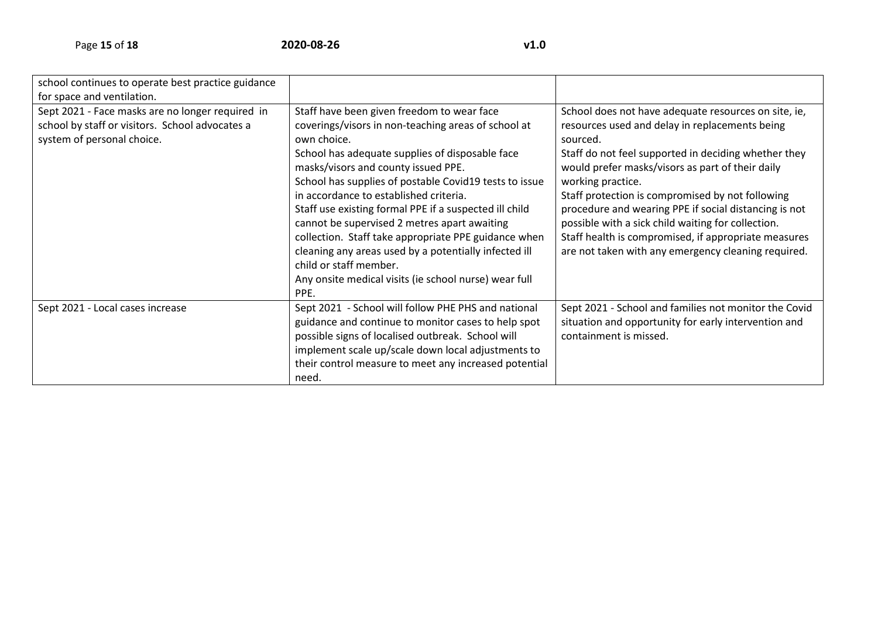| | | |
|---|---|---|
| school continues to operate best practice guidance for space and ventilation. | | |
| Sept 2021 - Face masks are no longer required in school by staff or visitors. School advocates a system of personal choice. | Staff have been given freedom to wear face coverings/visors in non-teaching areas of school at own choice.<br>School has adequate supplies of disposable face masks/visors and county issued PPE.<br>School has supplies of postable Covid19 tests to issue in accordance to established criteria.<br>Staff use existing formal PPE if a suspected ill child cannot be supervised 2 metres apart awaiting collection. Staff take appropriate PPE guidance when cleaning any areas used by a potentially infected ill child or staff member.<br>Any onsite medical visits (ie school nurse) wear full PPE. | School does not have adequate resources on site, ie, resources used and delay in replacements being sourced.<br>Staff do not feel supported in deciding whether they would prefer masks/visors as part of their daily working practice.<br>Staff protection is compromised by not following procedure and wearing PPE if social distancing is not possible with a sick child waiting for collection.<br>Staff health is compromised, if appropriate measures are not taken with any emergency cleaning required. |
| Sept 2021 - Local cases increase | Sept 2021 - School will follow PHE PHS and national guidance and continue to monitor cases to help spot possible signs of localised outbreak. School will implement scale up/scale down local adjustments to their control measure to meet any increased potential need. | Sept 2021 - School and families not monitor the Covid situation and opportunity for early intervention and containment is missed. |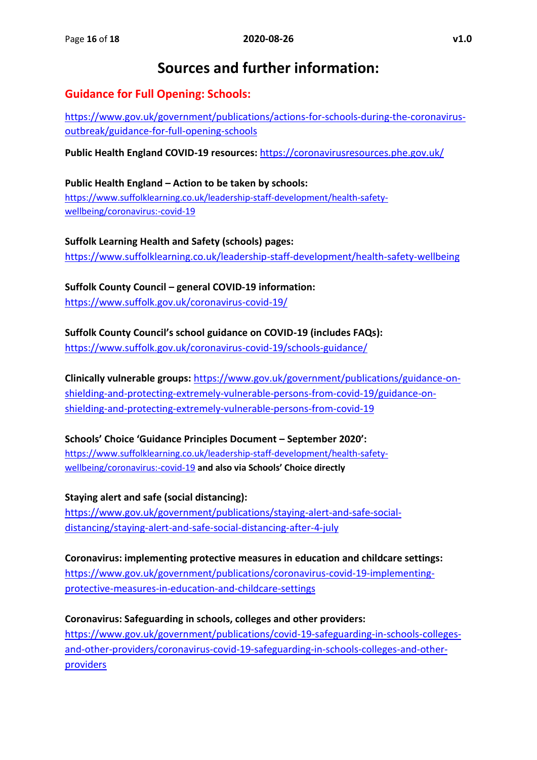# Sources and further information:

## Guidance for Full Opening: Schools:

https://www.gov.uk/government/publications/actions-for-schools-during-the-coronavirus-outbreak/guidance-for-full-opening-schools

**Public Health England COVID-19 resources:** https://coronavirusresources.phe.gov.uk/

**Public Health England – Action to be taken by schools:**
https://www.suffolklearning.co.uk/leadership-staff-development/health-safety-wellbeing/coronavirus:-covid-19

**Suffolk Learning Health and Safety (schools) pages:**
https://www.suffolklearning.co.uk/leadership-staff-development/health-safety-wellbeing

**Suffolk County Council – general COVID-19 information:**
https://www.suffolk.gov.uk/coronavirus-covid-19/

**Suffolk County Council's school guidance on COVID-19 (includes FAQs):**
https://www.suffolk.gov.uk/coronavirus-covid-19/schools-guidance/

**Clinically vulnerable groups:** https://www.gov.uk/government/publications/guidance-on-shielding-and-protecting-extremely-vulnerable-persons-from-covid-19/guidance-on-shielding-and-protecting-extremely-vulnerable-persons-from-covid-19

**Schools' Choice 'Guidance Principles Document – September 2020':**
https://www.suffolklearning.co.uk/leadership-staff-development/health-safety-wellbeing/coronavirus:-covid-19 **and also via Schools' Choice directly**

**Staying alert and safe (social distancing):**
https://www.gov.uk/government/publications/staying-alert-and-safe-social-distancing/staying-alert-and-safe-social-distancing-after-4-july

**Coronavirus: implementing protective measures in education and childcare settings:**
https://www.gov.uk/government/publications/coronavirus-covid-19-implementing-protective-measures-in-education-and-childcare-settings

**Coronavirus: Safeguarding in schools, colleges and other providers:**
https://www.gov.uk/government/publications/covid-19-safeguarding-in-schools-colleges-and-other-providers/coronavirus-covid-19-safeguarding-in-schools-colleges-and-other-providers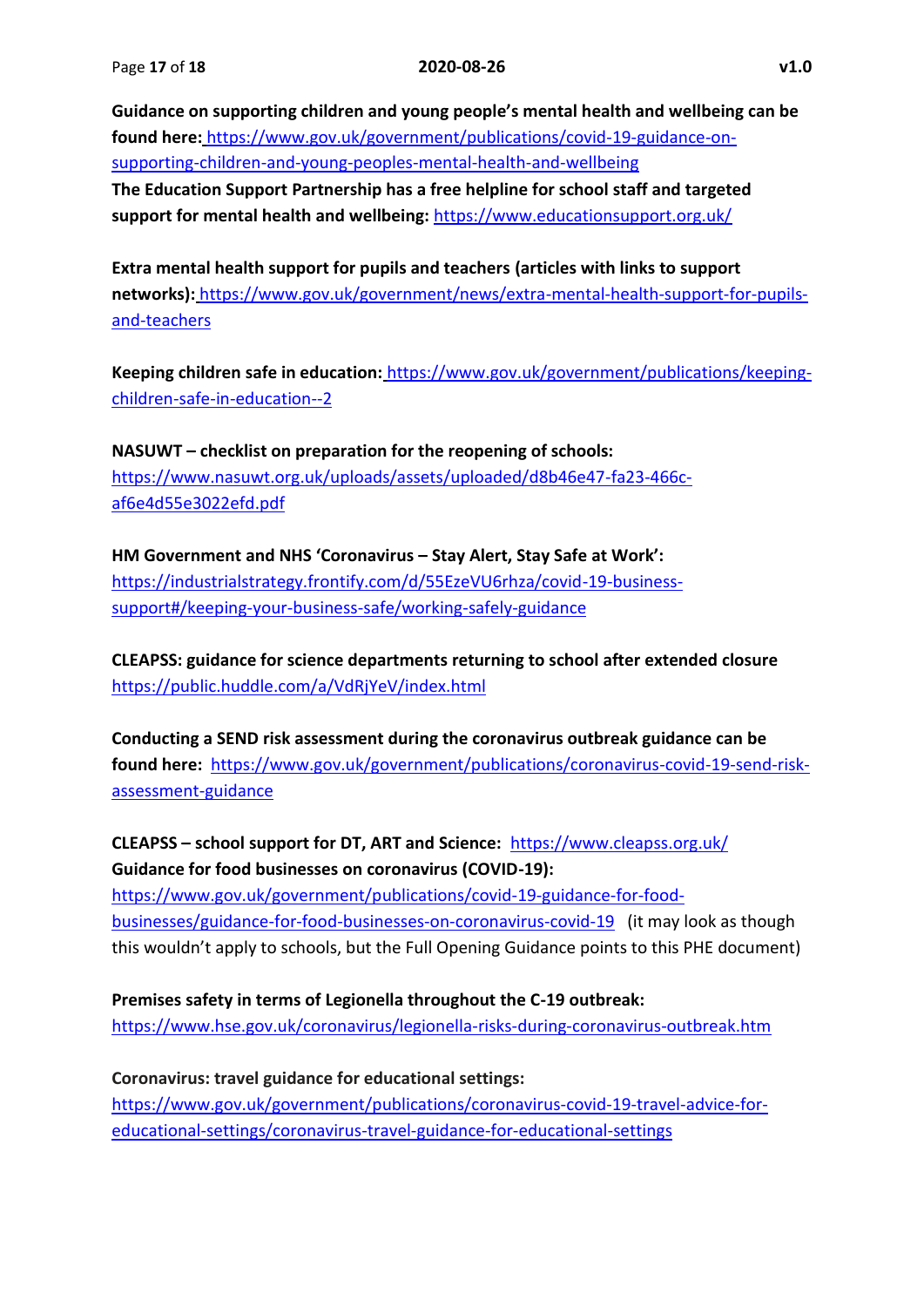**Guidance on supporting children and young people's mental health and wellbeing can be found here:** https://www.gov.uk/government/publications/covid-19-guidance-on-supporting-children-and-young-peoples-mental-health-and-wellbeing

**The Education Support Partnership has a free helpline for school staff and targeted support for mental health and wellbeing:** https://www.educationsupport.org.uk/

**Extra mental health support for pupils and teachers (articles with links to support networks):** https://www.gov.uk/government/news/extra-mental-health-support-for-pupils-and-teachers

**Keeping children safe in education:** https://www.gov.uk/government/publications/keeping-children-safe-in-education--2

**NASUWT – checklist on preparation for the reopening of schools:**
https://www.nasuwt.org.uk/uploads/assets/uploaded/d8b46e47-fa23-466c-af6e4d55e3022efd.pdf

**HM Government and NHS 'Coronavirus – Stay Alert, Stay Safe at Work':**
https://industrialstrategy.frontify.com/d/55EzeVU6rhza/covid-19-business-support#/keeping-your-business-safe/working-safely-guidance

**CLEAPSS: guidance for science departments returning to school after extended closure**
https://public.huddle.com/a/VdRjYeV/index.html

**Conducting a SEND risk assessment during the coronavirus outbreak guidance can be found here:** https://www.gov.uk/government/publications/coronavirus-covid-19-send-risk-assessment-guidance

**CLEAPSS – school support for DT, ART and Science:** https://www.cleapss.org.uk/

**Guidance for food businesses on coronavirus (COVID-19):**
https://www.gov.uk/government/publications/covid-19-guidance-for-food-businesses/guidance-for-food-businesses-on-coronavirus-covid-19 (it may look as though this wouldn't apply to schools, but the Full Opening Guidance points to this PHE document)

**Premises safety in terms of Legionella throughout the C-19 outbreak:**
https://www.hse.gov.uk/coronavirus/legionella-risks-during-coronavirus-outbreak.htm

**Coronavirus: travel guidance for educational settings:**
https://www.gov.uk/government/publications/coronavirus-covid-19-travel-advice-for-educational-settings/coronavirus-travel-guidance-for-educational-settings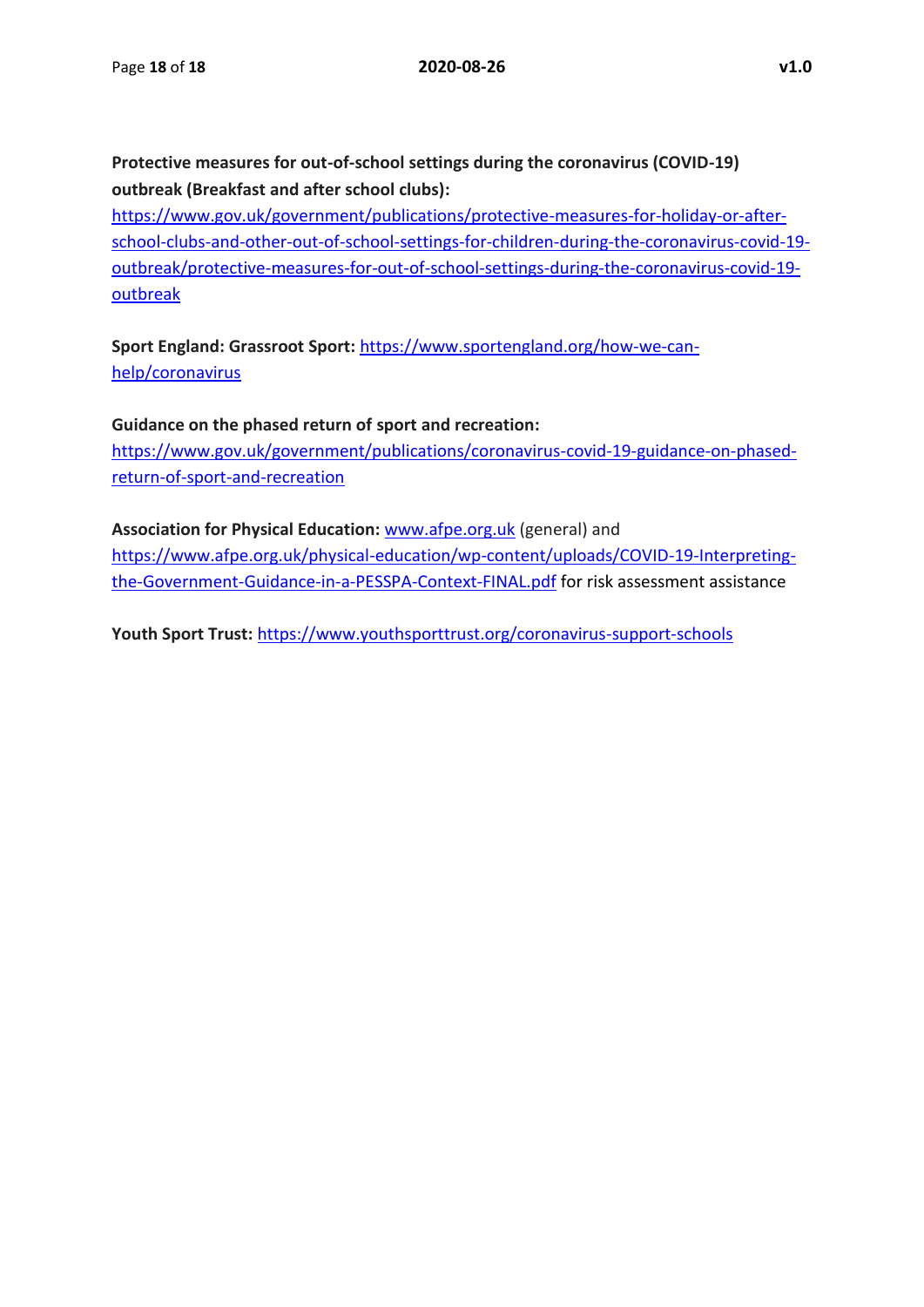**Protective measures for out-of-school settings during the coronavirus (COVID-19) outbreak (Breakfast and after school clubs):** https://www.gov.uk/government/publications/protective-measures-for-holiday-or-after-school-clubs-and-other-out-of-school-settings-for-children-during-the-coronavirus-covid-19-outbreak/protective-measures-for-out-of-school-settings-during-the-coronavirus-covid-19-outbreak

**Sport England: Grassroot Sport:** https://www.sportengland.org/how-we-can-help/coronavirus

**Guidance on the phased return of sport and recreation:** https://www.gov.uk/government/publications/coronavirus-covid-19-guidance-on-phased-return-of-sport-and-recreation

**Association for Physical Education:** www.afpe.org.uk (general) and https://www.afpe.org.uk/physical-education/wp-content/uploads/COVID-19-Interpreting-the-Government-Guidance-in-a-PESSPA-Context-FINAL.pdf for risk assessment assistance

**Youth Sport Trust:** https://www.youthsporttrust.org/coronavirus-support-schools